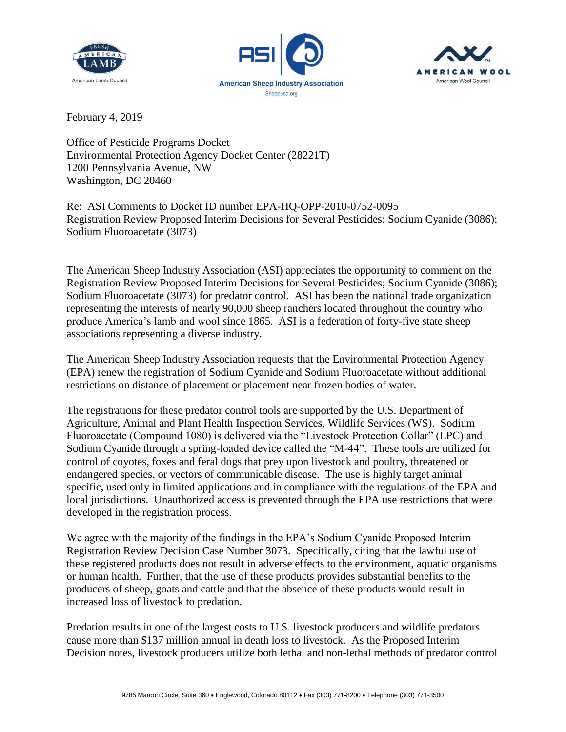February 4, 2019

Office of Pesticide Programs Docket
Environmental Protection Agency Docket Center (28221T)
1200 Pennsylvania Avenue, NW
Washington, DC 20460

Re: ASI Comments to Docket ID number EPA-HQ-OPP-2010-0752-0095
Registration Review Proposed Interim Decisions for Several Pesticides; Sodium Cyanide (3086); Sodium Fluoroacetate (3073)

The American Sheep Industry Association (ASI) appreciates the opportunity to comment on the Registration Review Proposed Interim Decisions for Several Pesticides; Sodium Cyanide (3086); Sodium Fluoroacetate (3073) for predator control. ASI has been the national trade organization representing the interests of nearly 90,000 sheep ranchers located throughout the country who produce America's lamb and wool since 1865. ASI is a federation of forty-five state sheep associations representing a diverse industry.

The American Sheep Industry Association requests that the Environmental Protection Agency (EPA) renew the registration of Sodium Cyanide and Sodium Fluoroacetate without additional restrictions on distance of placement or placement near frozen bodies of water.

The registrations for these predator control tools are supported by the U.S. Department of Agriculture, Animal and Plant Health Inspection Services, Wildlife Services (WS). Sodium Fluoroacetate (Compound 1080) is delivered via the "Livestock Protection Collar" (LPC) and Sodium Cyanide through a spring-loaded device called the "M-44". These tools are utilized for control of coyotes, foxes and feral dogs that prey upon livestock and poultry, threatened or endangered species, or vectors of communicable disease. The use is highly target animal specific, used only in limited applications and in compliance with the regulations of the EPA and local jurisdictions. Unauthorized access is prevented through the EPA use restrictions that were developed in the registration process.

We agree with the majority of the findings in the EPA's Sodium Cyanide Proposed Interim Registration Review Decision Case Number 3073. Specifically, citing that the lawful use of these registered products does not result in adverse effects to the environment, aquatic organisms or human health. Further, that the use of these products provides substantial benefits to the producers of sheep, goats and cattle and that the absence of these products would result in increased loss of livestock to predation.

Predation results in one of the largest costs to U.S. livestock producers and wildlife predators cause more than $137 million annual in death loss to livestock. As the Proposed Interim Decision notes, livestock producers utilize both lethal and non-lethal methods of predator control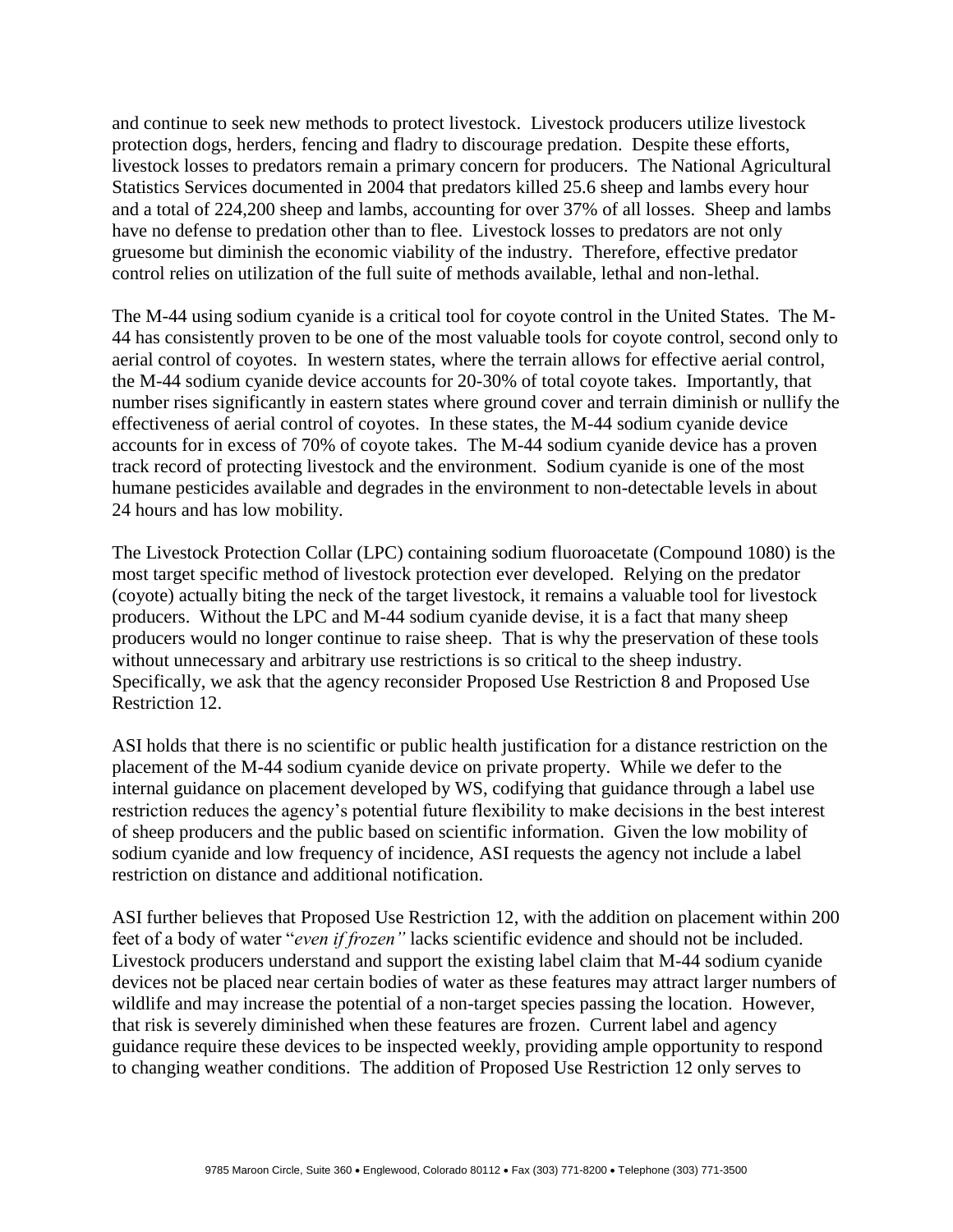and continue to seek new methods to protect livestock. Livestock producers utilize livestock protection dogs, herders, fencing and fladry to discourage predation. Despite these efforts, livestock losses to predators remain a primary concern for producers. The National Agricultural Statistics Services documented in 2004 that predators killed 25.6 sheep and lambs every hour and a total of 224,200 sheep and lambs, accounting for over 37% of all losses. Sheep and lambs have no defense to predation other than to flee. Livestock losses to predators are not only gruesome but diminish the economic viability of the industry. Therefore, effective predator control relies on utilization of the full suite of methods available, lethal and non-lethal.

The M-44 using sodium cyanide is a critical tool for coyote control in the United States. The M-44 has consistently proven to be one of the most valuable tools for coyote control, second only to aerial control of coyotes. In western states, where the terrain allows for effective aerial control, the M-44 sodium cyanide device accounts for 20-30% of total coyote takes. Importantly, that number rises significantly in eastern states where ground cover and terrain diminish or nullify the effectiveness of aerial control of coyotes. In these states, the M-44 sodium cyanide device accounts for in excess of 70% of coyote takes. The M-44 sodium cyanide device has a proven track record of protecting livestock and the environment. Sodium cyanide is one of the most humane pesticides available and degrades in the environment to non-detectable levels in about 24 hours and has low mobility.

The Livestock Protection Collar (LPC) containing sodium fluoroacetate (Compound 1080) is the most target specific method of livestock protection ever developed. Relying on the predator (coyote) actually biting the neck of the target livestock, it remains a valuable tool for livestock producers. Without the LPC and M-44 sodium cyanide devise, it is a fact that many sheep producers would no longer continue to raise sheep. That is why the preservation of these tools without unnecessary and arbitrary use restrictions is so critical to the sheep industry. Specifically, we ask that the agency reconsider Proposed Use Restriction 8 and Proposed Use Restriction 12.

ASI holds that there is no scientific or public health justification for a distance restriction on the placement of the M-44 sodium cyanide device on private property. While we defer to the internal guidance on placement developed by WS, codifying that guidance through a label use restriction reduces the agency's potential future flexibility to make decisions in the best interest of sheep producers and the public based on scientific information. Given the low mobility of sodium cyanide and low frequency of incidence, ASI requests the agency not include a label restriction on distance and additional notification.

ASI further believes that Proposed Use Restriction 12, with the addition on placement within 200 feet of a body of water "*even if frozen"* lacks scientific evidence and should not be included. Livestock producers understand and support the existing label claim that M-44 sodium cyanide devices not be placed near certain bodies of water as these features may attract larger numbers of wildlife and may increase the potential of a non-target species passing the location. However, that risk is severely diminished when these features are frozen. Current label and agency guidance require these devices to be inspected weekly, providing ample opportunity to respond to changing weather conditions. The addition of Proposed Use Restriction 12 only serves to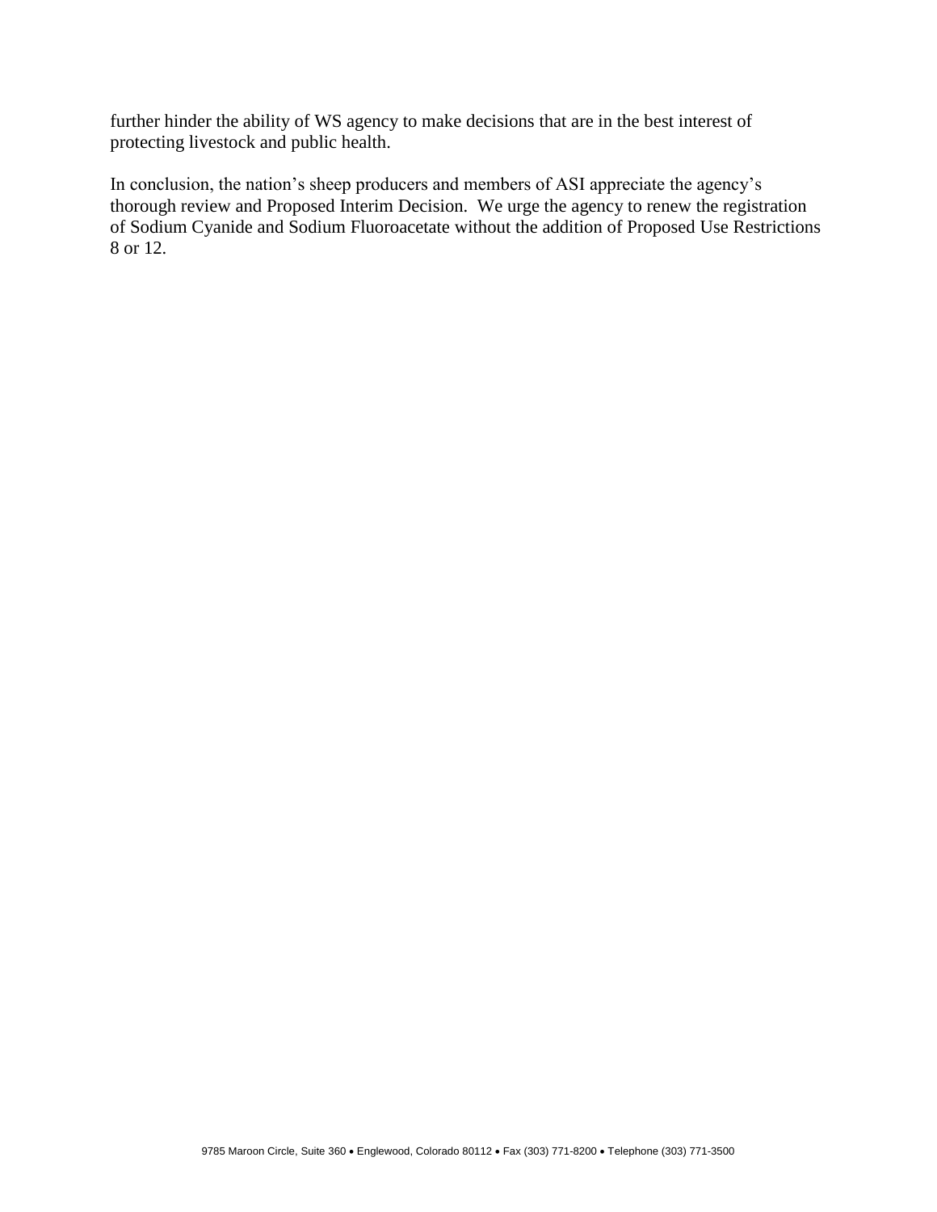further hinder the ability of WS agency to make decisions that are in the best interest of protecting livestock and public health.

In conclusion, the nation's sheep producers and members of ASI appreciate the agency's thorough review and Proposed Interim Decision. We urge the agency to renew the registration of Sodium Cyanide and Sodium Fluoroacetate without the addition of Proposed Use Restrictions 8 or 12.